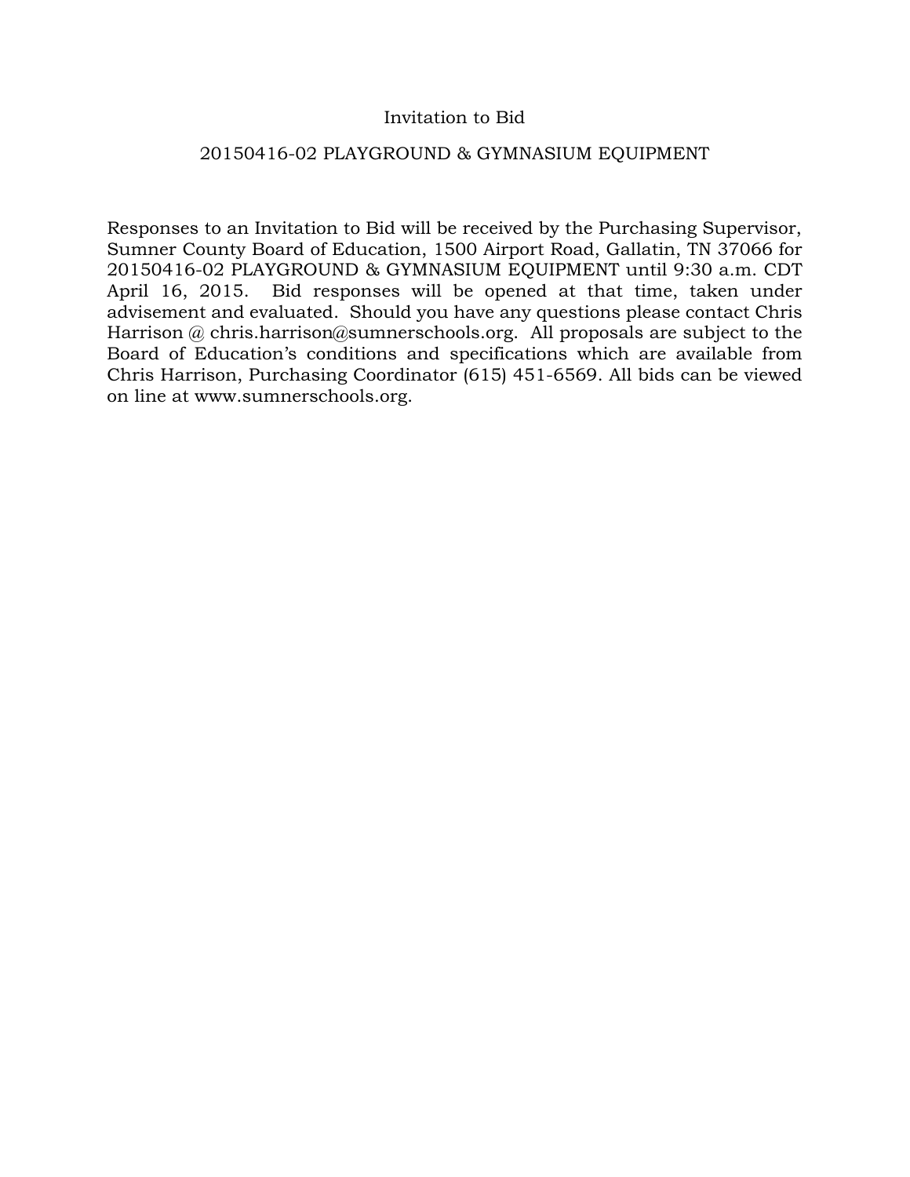# Invitation to Bid

## 20150416-02 PLAYGROUND & GYMNASIUM EQUIPMENT

Responses to an Invitation to Bid will be received by the Purchasing Supervisor, Sumner County Board of Education, 1500 Airport Road, Gallatin, TN 37066 for 20150416-02 PLAYGROUND & GYMNASIUM EQUIPMENT until 9:30 a.m. CDT April 16, 2015. Bid responses will be opened at that time, taken under advisement and evaluated. Should you have any questions please contact Chris Harrison @ chris.harrison@sumnerschools.org. All proposals are subject to the Board of Education's conditions and specifications which are available from Chris Harrison, Purchasing Coordinator (615) 451-6569. All bids can be viewed on line at www.sumnerschools.org.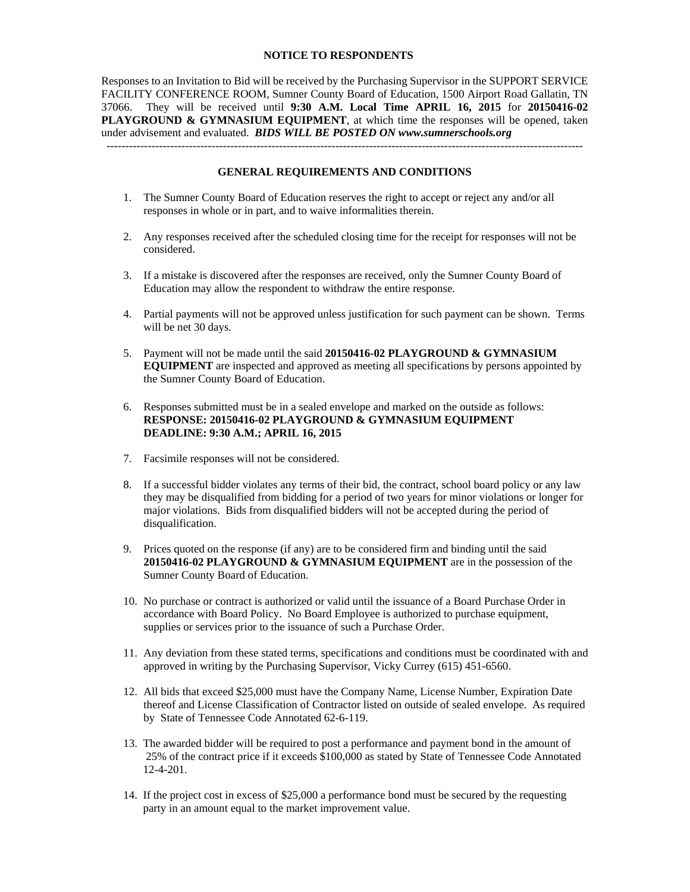**NOTICE TO RESPONDENTS**

Responses to an Invitation to Bid will be received by the Purchasing Supervisor in the SUPPORT SERVICE FACILITY CONFERENCE ROOM, Sumner County Board of Education, 1500 Airport Road Gallatin, TN 37066. They will be received until **9:30 A.M. Local Time APRIL 16, 2015** for **20150416-02 PLAYGROUND & GYMNASIUM EQUIPMENT**, at which time the responses will be opened, taken under advisement and evaluated. ***BIDS WILL BE POSTED ON www.sumnerschools.org***

---

**GENERAL REQUIREMENTS AND CONDITIONS**

1. The Sumner County Board of Education reserves the right to accept or reject any and/or all responses in whole or in part, and to waive informalities therein.
2. Any responses received after the scheduled closing time for the receipt for responses will not be considered.
3. If a mistake is discovered after the responses are received, only the Sumner County Board of Education may allow the respondent to withdraw the entire response.
4. Partial payments will not be approved unless justification for such payment can be shown. Terms will be net 30 days.
5. Payment will not be made until the said **20150416-02 PLAYGROUND & GYMNASIUM EQUIPMENT** are inspected and approved as meeting all specifications by persons appointed by the Sumner County Board of Education.
6. Responses submitted must be in a sealed envelope and marked on the outside as follows:
   **RESPONSE: 20150416-02 PLAYGROUND & GYMNASIUM EQUIPMENT**
   **DEADLINE: 9:30 A.M.; APRIL 16, 2015**
7. Facsimile responses will not be considered.
8. If a successful bidder violates any terms of their bid, the contract, school board policy or any law they may be disqualified from bidding for a period of two years for minor violations or longer for major violations. Bids from disqualified bidders will not be accepted during the period of disqualification.
9. Prices quoted on the response (if any) are to be considered firm and binding until the said **20150416-02 PLAYGROUND & GYMNASIUM EQUIPMENT** are in the possession of the Sumner County Board of Education.
10. No purchase or contract is authorized or valid until the issuance of a Board Purchase Order in accordance with Board Policy. No Board Employee is authorized to purchase equipment, supplies or services prior to the issuance of such a Purchase Order.
11. Any deviation from these stated terms, specifications and conditions must be coordinated with and approved in writing by the Purchasing Supervisor, Vicky Currey (615) 451-6560.
12. All bids that exceed $25,000 must have the Company Name, License Number, Expiration Date thereof and License Classification of Contractor listed on outside of sealed envelope. As required by State of Tennessee Code Annotated 62-6-119.
13. The awarded bidder will be required to post a performance and payment bond in the amount of 25% of the contract price if it exceeds $100,000 as stated by State of Tennessee Code Annotated 12-4-201.
14. If the project cost in excess of $25,000 a performance bond must be secured by the requesting party in an amount equal to the market improvement value.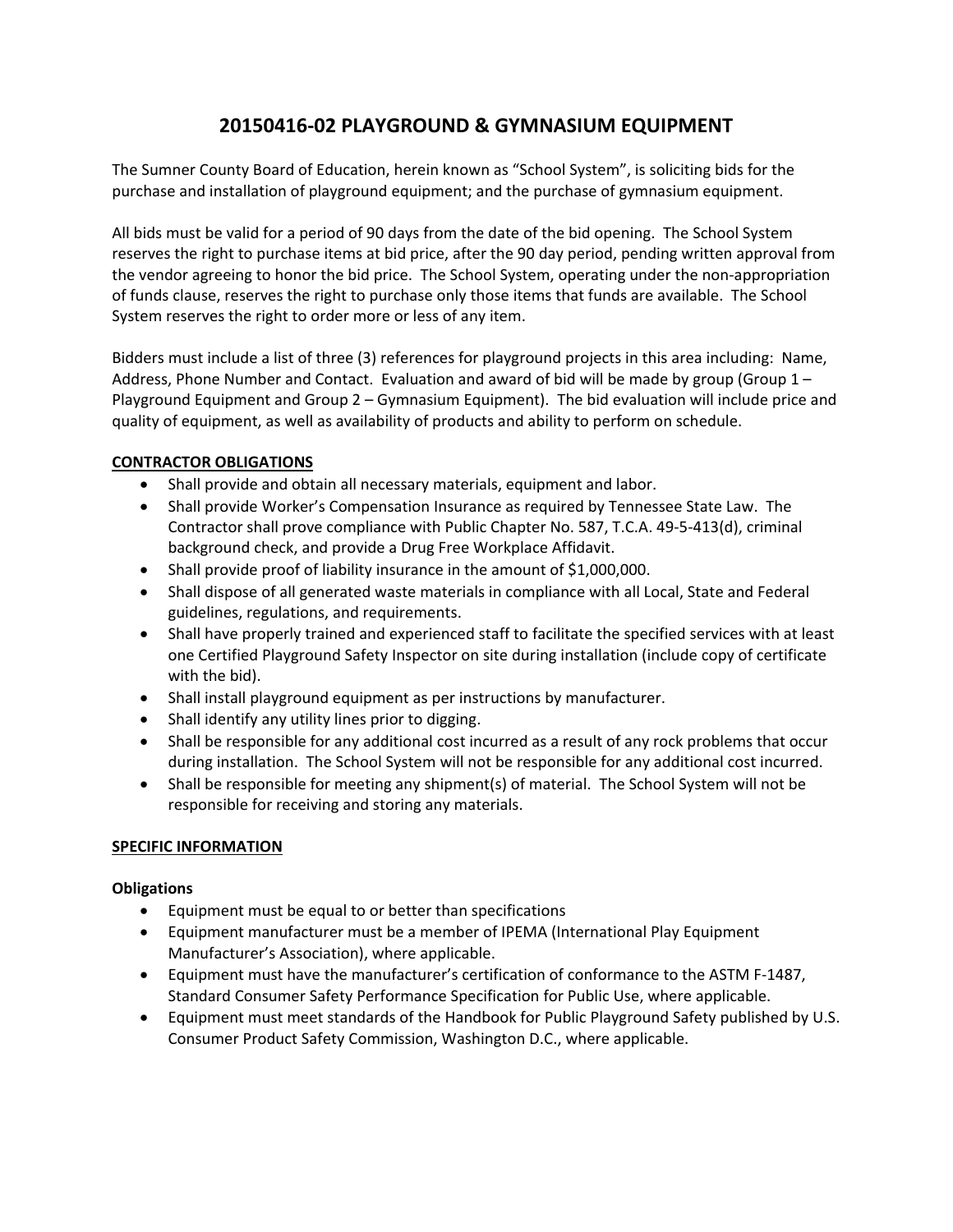# 20150416-02 PLAYGROUND & GYMNASIUM EQUIPMENT

The Sumner County Board of Education, herein known as "School System", is soliciting bids for the purchase and installation of playground equipment; and the purchase of gymnasium equipment.

All bids must be valid for a period of 90 days from the date of the bid opening. The School System reserves the right to purchase items at bid price, after the 90 day period, pending written approval from the vendor agreeing to honor the bid price. The School System, operating under the non-appropriation of funds clause, reserves the right to purchase only those items that funds are available. The School System reserves the right to order more or less of any item.

Bidders must include a list of three (3) references for playground projects in this area including: Name, Address, Phone Number and Contact. Evaluation and award of bid will be made by group (Group 1 – Playground Equipment and Group 2 – Gymnasium Equipment). The bid evaluation will include price and quality of equipment, as well as availability of products and ability to perform on schedule.

## CONTRACTOR OBLIGATIONS

- Shall provide and obtain all necessary materials, equipment and labor.
- Shall provide Worker's Compensation Insurance as required by Tennessee State Law. The Contractor shall prove compliance with Public Chapter No. 587, T.C.A. 49-5-413(d), criminal background check, and provide a Drug Free Workplace Affidavit.
- Shall provide proof of liability insurance in the amount of $1,000,000.
- Shall dispose of all generated waste materials in compliance with all Local, State and Federal guidelines, regulations, and requirements.
- Shall have properly trained and experienced staff to facilitate the specified services with at least one Certified Playground Safety Inspector on site during installation (include copy of certificate with the bid).
- Shall install playground equipment as per instructions by manufacturer.
- Shall identify any utility lines prior to digging.
- Shall be responsible for any additional cost incurred as a result of any rock problems that occur during installation. The School System will not be responsible for any additional cost incurred.
- Shall be responsible for meeting any shipment(s) of material. The School System will not be responsible for receiving and storing any materials.

## SPECIFIC INFORMATION

### Obligations

- Equipment must be equal to or better than specifications
- Equipment manufacturer must be a member of IPEMA (International Play Equipment Manufacturer's Association), where applicable.
- Equipment must have the manufacturer's certification of conformance to the ASTM F-1487, Standard Consumer Safety Performance Specification for Public Use, where applicable.
- Equipment must meet standards of the Handbook for Public Playground Safety published by U.S. Consumer Product Safety Commission, Washington D.C., where applicable.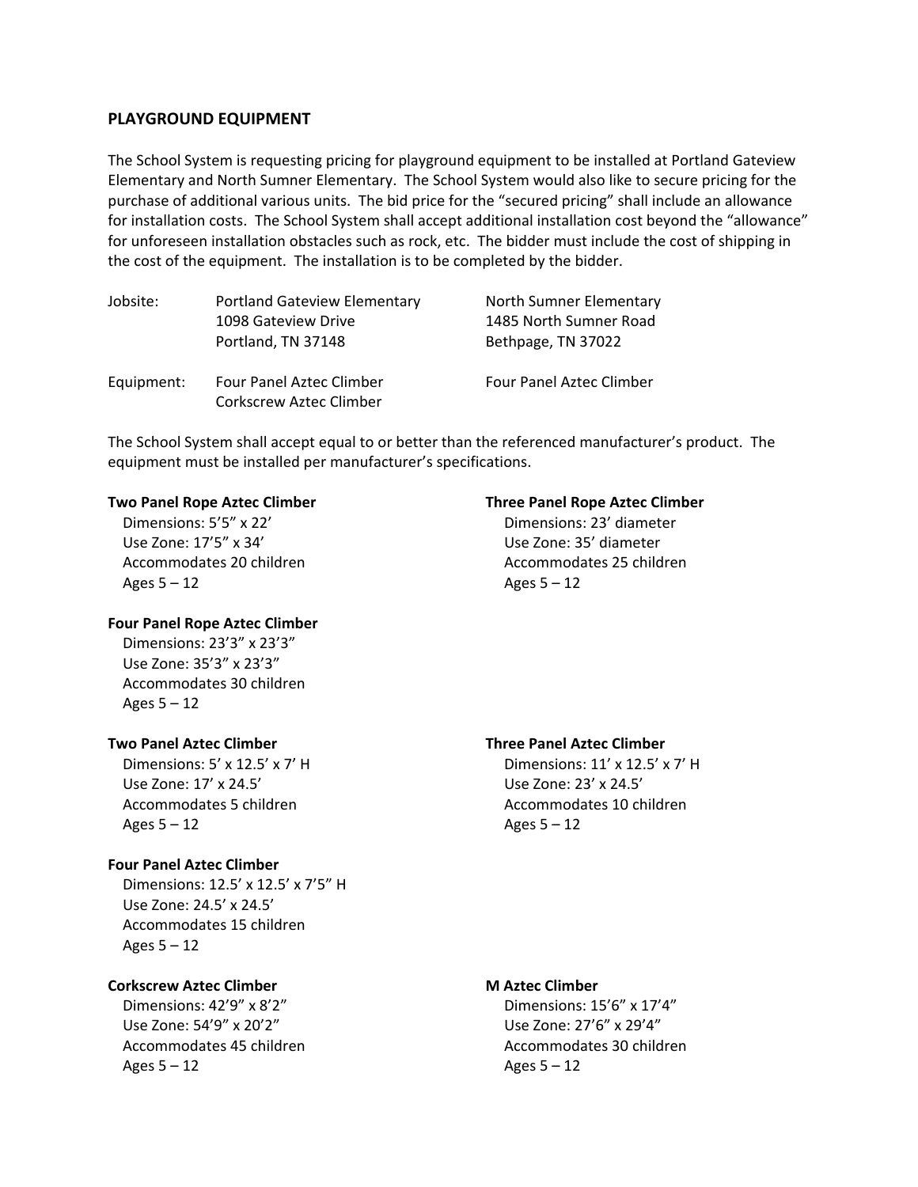## PLAYGROUND EQUIPMENT

The School System is requesting pricing for playground equipment to be installed at Portland Gateview Elementary and North Sumner Elementary. The School System would also like to secure pricing for the purchase of additional various units. The bid price for the "secured pricing" shall include an allowance for installation costs. The School System shall accept additional installation cost beyond the "allowance" for unforeseen installation obstacles such as rock, etc. The bidder must include the cost of shipping in the cost of the equipment. The installation is to be completed by the bidder.

| | | |
|---|---|---|
| Jobsite: | Portland Gateview Elementary<br>1098 Gateview Drive<br>Portland, TN 37148 | North Sumner Elementary<br>1485 North Sumner Road<br>Bethpage, TN 37022 |
| Equipment: | Four Panel Aztec Climber<br>Corkscrew Aztec Climber | Four Panel Aztec Climber |

The School System shall accept equal to or better than the referenced manufacturer's product. The equipment must be installed per manufacturer's specifications.

**Two Panel Rope Aztec Climber**
Dimensions: 5'5" x 22'
Use Zone: 17'5" x 34'
Accommodates 20 children
Ages 5 – 12

**Three Panel Rope Aztec Climber**
Dimensions: 23' diameter
Use Zone: 35' diameter
Accommodates 25 children
Ages 5 – 12

**Four Panel Rope Aztec Climber**
Dimensions: 23'3" x 23'3"
Use Zone: 35'3" x 23'3"
Accommodates 30 children
Ages 5 – 12

**Two Panel Aztec Climber**
Dimensions: 5' x 12.5' x 7' H
Use Zone: 17' x 24.5'
Accommodates 5 children
Ages 5 – 12

**Three Panel Aztec Climber**
Dimensions: 11' x 12.5' x 7' H
Use Zone: 23' x 24.5'
Accommodates 10 children
Ages 5 – 12

**Four Panel Aztec Climber**
Dimensions: 12.5' x 12.5' x 7'5" H
Use Zone: 24.5' x 24.5'
Accommodates 15 children
Ages 5 – 12

**Corkscrew Aztec Climber**
Dimensions: 42'9" x 8'2"
Use Zone: 54'9" x 20'2"
Accommodates 45 children
Ages 5 – 12

**M Aztec Climber**
Dimensions: 15'6" x 17'4"
Use Zone: 27'6" x 29'4"
Accommodates 30 children
Ages 5 – 12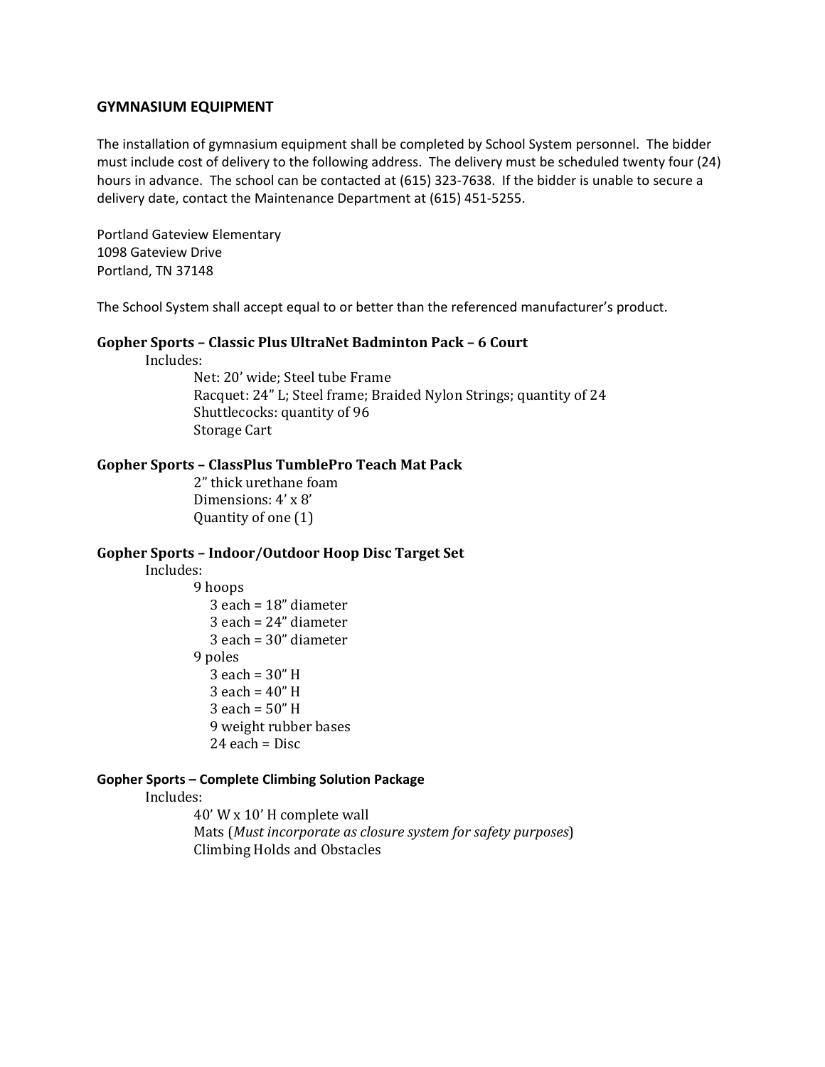## GYMNASIUM EQUIPMENT

The installation of gymnasium equipment shall be completed by School System personnel. The bidder must include cost of delivery to the following address. The delivery must be scheduled twenty four (24) hours in advance. The school can be contacted at (615) 323-7638. If the bidder is unable to secure a delivery date, contact the Maintenance Department at (615) 451-5255.

Portland Gateview Elementary
1098 Gateview Drive
Portland, TN 37148

The School System shall accept equal to or better than the referenced manufacturer's product.

### Gopher Sports – Classic Plus UltraNet Badminton Pack – 6 Court

Includes:

- Net: 20' wide; Steel tube Frame
- Racquet: 24" L; Steel frame; Braided Nylon Strings; quantity of 24
- Shuttlecocks: quantity of 96
- Storage Cart

### Gopher Sports – ClassPlus TumblePro Teach Mat Pack

- 2" thick urethane foam
- Dimensions: 4' x 8'
- Quantity of one (1)

### Gopher Sports – Indoor/Outdoor Hoop Disc Target Set

Includes:

- 9 hoops
  - 3 each = 18" diameter
  - 3 each = 24" diameter
  - 3 each = 30" diameter
- 9 poles
  - 3 each = 30" H
  - 3 each = 40" H
  - 3 each = 50" H
  - 9 weight rubber bases
  - 24 each = Disc

### Gopher Sports – Complete Climbing Solution Package

Includes:

- 40' W x 10' H complete wall
- Mats (*Must incorporate as closure system for safety purposes*)
- Climbing Holds and Obstacles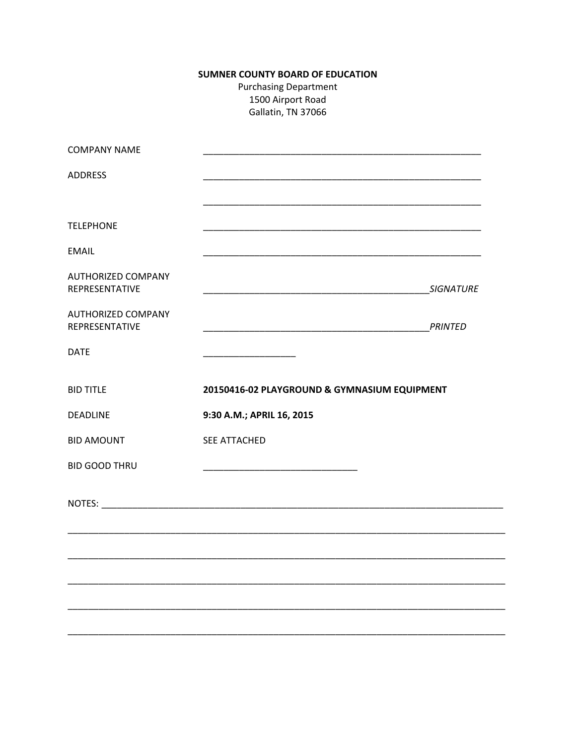**SUMNER COUNTY BOARD OF EDUCATION**

Purchasing Department

1500 Airport Road

Gallatin, TN 37066

| | |
|---|---|
| COMPANY NAME | ________________________________________________ |
| ADDRESS | ________________________________________________ |
| | ________________________________________________ |
| TELEPHONE | ________________________________________________ |
| EMAIL | ________________________________________________ |
| AUTHORIZED COMPANY REPRESENTATIVE | ________________________________________ *SIGNATURE* |
| AUTHORIZED COMPANY REPRESENTATIVE | ________________________________________ *PRINTED* |
| DATE | ________________ |
| BID TITLE | **20150416-02 PLAYGROUND & GYMNASIUM EQUIPMENT** |
| DEADLINE | **9:30 A.M.; APRIL 16, 2015** |
| BID AMOUNT | SEE ATTACHED |
| BID GOOD THRU | ___________________________ |

NOTES: ____________________________________________________________________________

_________________________________________________________________________________

_________________________________________________________________________________

_________________________________________________________________________________

_________________________________________________________________________________

_________________________________________________________________________________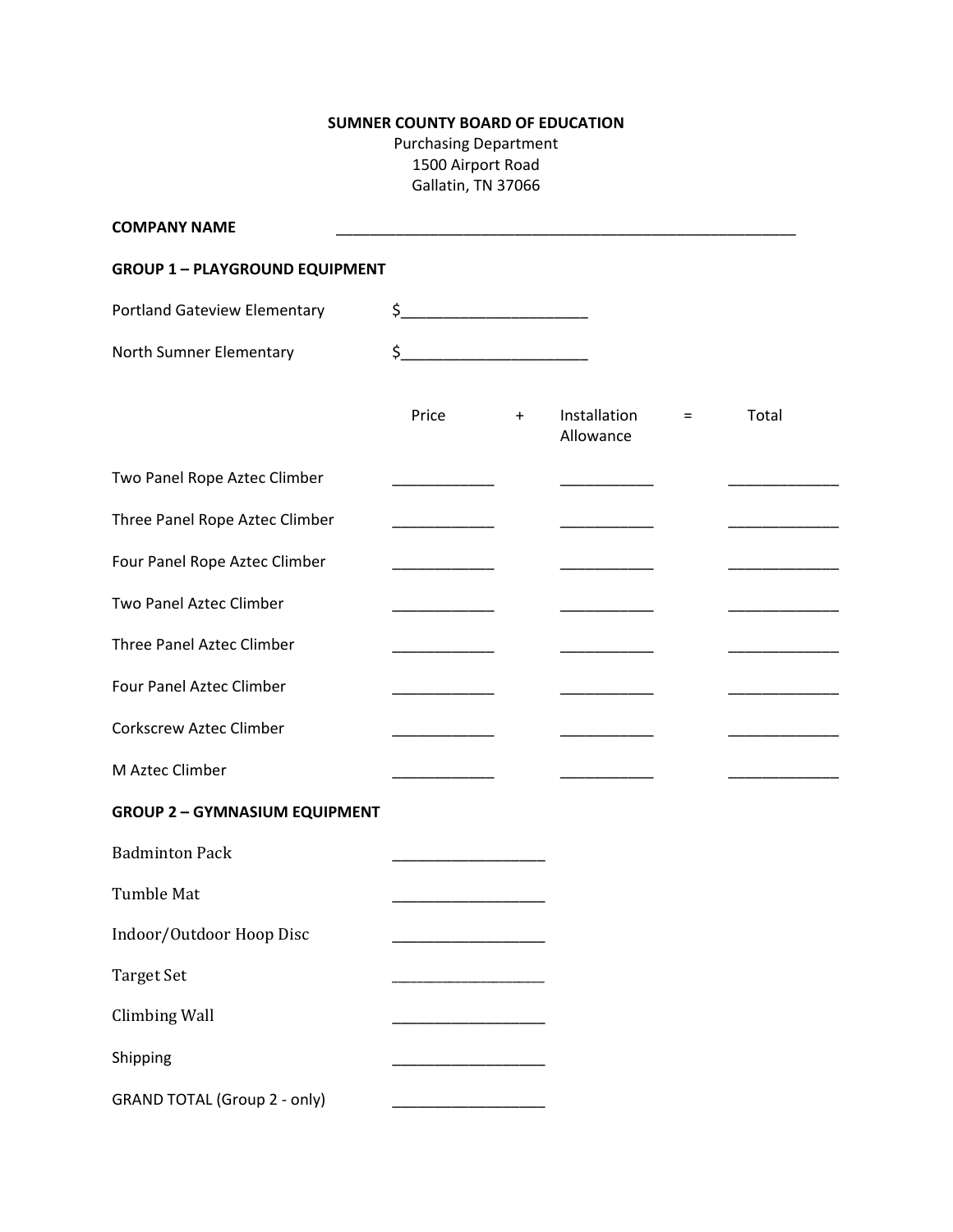**SUMNER COUNTY BOARD OF EDUCATION**
Purchasing Department
1500 Airport Road
Gallatin, TN 37066

**COMPANY NAME** ________________________________________________________

**GROUP 1 – PLAYGROUND EQUIPMENT**

Portland Gateview Elementary $______________________

North Sumner Elementary $______________________

| | Price | + | Installation Allowance | = | Total |
|---|---|---|---|---|---|
| Two Panel Rope Aztec Climber | ____________ | | ___________ | | _____________ |
| Three Panel Rope Aztec Climber | ____________ | | ___________ | | _____________ |
| Four Panel Rope Aztec Climber | ____________ | | ___________ | | _____________ |
| Two Panel Aztec Climber | ____________ | | ___________ | | _____________ |
| Three Panel Aztec Climber | ____________ | | ___________ | | _____________ |
| Four Panel Aztec Climber | ____________ | | ___________ | | _____________ |
| Corkscrew Aztec Climber | ____________ | | ___________ | | _____________ |
| M Aztec Climber | ____________ | | ___________ | | _____________ |

**GROUP 2 – GYMNASIUM EQUIPMENT**

| | |
|---|---|
| Badminton Pack | __________________ |
| Tumble Mat | __________________ |
| Indoor/Outdoor Hoop Disc | __________________ |
| Target Set | __________________ |
| Climbing Wall | __________________ |
| Shipping | __________________ |
| GRAND TOTAL (Group 2 - only) | __________________ |